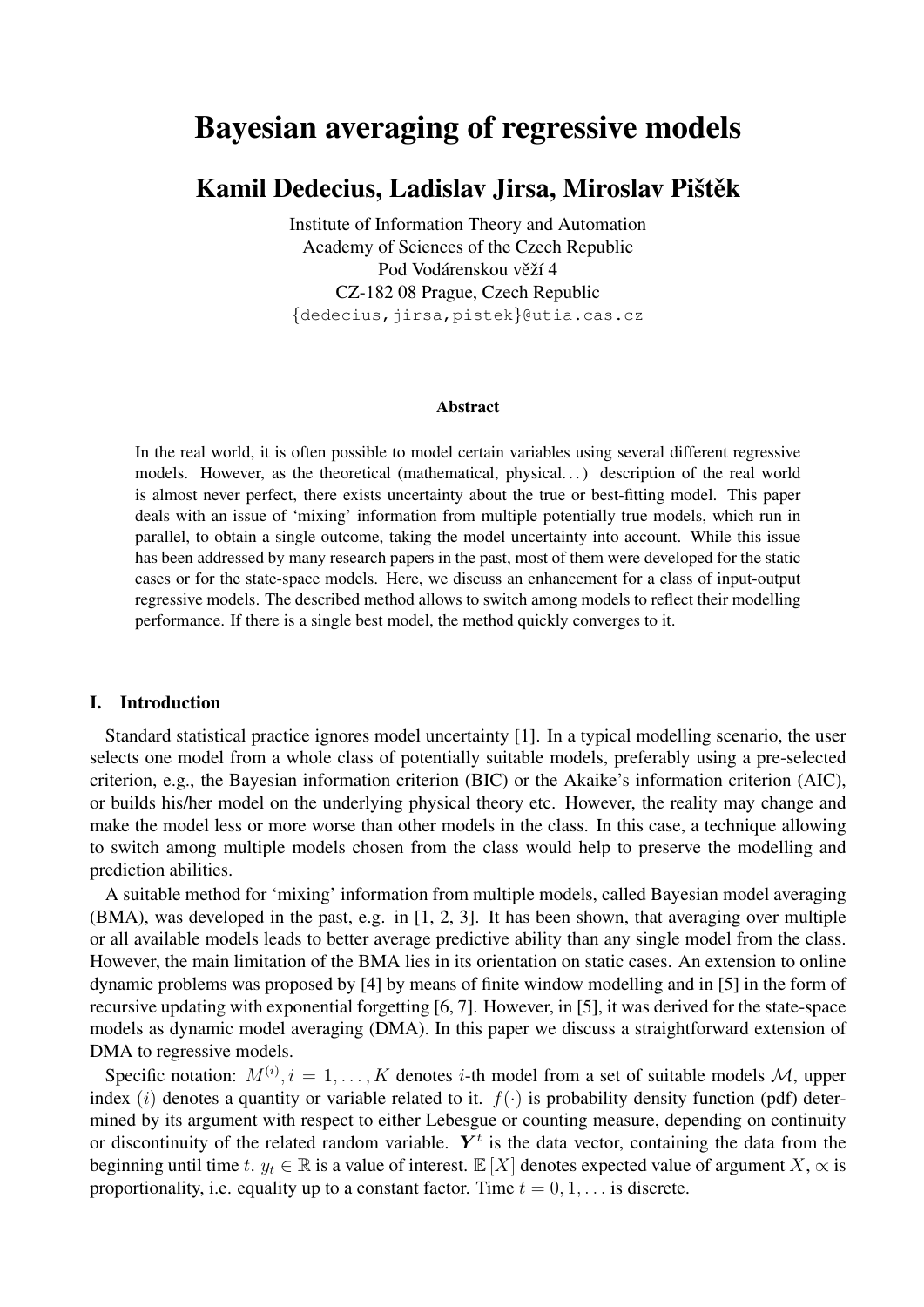# Bayesian averaging of regressive models

## Kamil Dedecius, Ladislav Jirsa, Miroslav Pištěk

Institute of Information Theory and Automation
Academy of Sciences of the Czech Republic
Pod Vodárenskou věží 4
CZ-182 08 Prague, Czech Republic
{dedecius,jirsa,pistek}@utia.cas.cz

### Abstract

In the real world, it is often possible to model certain variables using several different regressive models. However, as the theoretical (mathematical, physical...) description of the real world is almost never perfect, there exists uncertainty about the true or best-fitting model. This paper deals with an issue of 'mixing' information from multiple potentially true models, which run in parallel, to obtain a single outcome, taking the model uncertainty into account. While this issue has been addressed by many research papers in the past, most of them were developed for the static cases or for the state-space models. Here, we discuss an enhancement for a class of input-output regressive models. The described method allows to switch among models to reflect their modelling performance. If there is a single best model, the method quickly converges to it.

## I. Introduction

Standard statistical practice ignores model uncertainty [1]. In a typical modelling scenario, the user selects one model from a whole class of potentially suitable models, preferably using a pre-selected criterion, e.g., the Bayesian information criterion (BIC) or the Akaike's information criterion (AIC), or builds his/her model on the underlying physical theory etc. However, the reality may change and make the model less or more worse than other models in the class. In this case, a technique allowing to switch among multiple models chosen from the class would help to preserve the modelling and prediction abilities.

A suitable method for 'mixing' information from multiple models, called Bayesian model averaging (BMA), was developed in the past, e.g. in [1, 2, 3]. It has been shown, that averaging over multiple or all available models leads to better average predictive ability than any single model from the class. However, the main limitation of the BMA lies in its orientation on static cases. An extension to online dynamic problems was proposed by [4] by means of finite window modelling and in [5] in the form of recursive updating with exponential forgetting [6, 7]. However, in [5], it was derived for the state-space models as dynamic model averaging (DMA). In this paper we discuss a straightforward extension of DMA to regressive models.

Specific notation: $M^{(i)}, i = 1, \ldots, K$ denotes $i$-th model from a set of suitable models $\mathcal{M}$, upper index $(i)$ denotes a quantity or variable related to it. $f(\cdot)$ is probability density function (pdf) determined by its argument with respect to either Lebesgue or counting measure, depending on continuity or discontinuity of the related random variable. $\boldsymbol{Y}^t$ is the data vector, containing the data from the beginning until time $t$. $y_t \in \mathbb{R}$ is a value of interest. $\mathbb{E}[X]$ denotes expected value of argument $X$, $\propto$ is proportionality, i.e. equality up to a constant factor. Time $t = 0, 1, \ldots$ is discrete.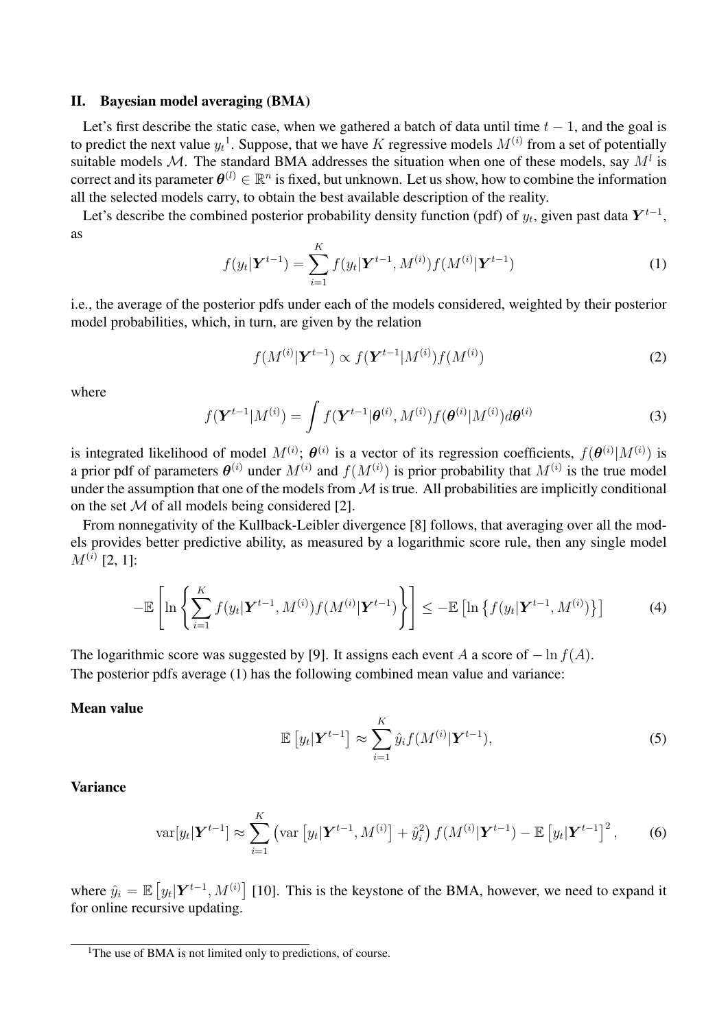## II. Bayesian model averaging (BMA)

Let's first describe the static case, when we gathered a batch of data until time $t-1$, and the goal is to predict the next value $y_t$[1]. Suppose, that we have $K$ regressive models $M^{(i)}$ from a set of potentially suitable models $\mathcal{M}$. The standard BMA addresses the situation when one of these models, say $M^l$ is correct and its parameter $\boldsymbol{\theta}^{(l)} \in \mathbb{R}^n$ is fixed, but unknown. Let us show, how to combine the information all the selected models carry, to obtain the best available description of the reality.

Let's describe the combined posterior probability density function (pdf) of $y_t$, given past data $\boldsymbol{Y}^{t-1}$, as

$$f(y_t|\boldsymbol{Y}^{t-1}) = \sum_{i=1}^{K} f(y_t|\boldsymbol{Y}^{t-1}, M^{(i)}) f(M^{(i)}|\boldsymbol{Y}^{t-1}) \tag{1}$$

i.e., the average of the posterior pdfs under each of the models considered, weighted by their posterior model probabilities, which, in turn, are given by the relation

$$f(M^{(i)}|\boldsymbol{Y}^{t-1}) \propto f(\boldsymbol{Y}^{t-1}|M^{(i)}) f(M^{(i)}) \tag{2}$$

where

$$f(\boldsymbol{Y}^{t-1}|M^{(i)}) = \int f(\boldsymbol{Y}^{t-1}|\boldsymbol{\theta}^{(i)}, M^{(i)}) f(\boldsymbol{\theta}^{(i)}|M^{(i)}) d\boldsymbol{\theta}^{(i)} \tag{3}$$

is integrated likelihood of model $M^{(i)}$; $\boldsymbol{\theta}^{(i)}$ is a vector of its regression coefficients, $f(\boldsymbol{\theta}^{(i)}|M^{(i)})$ is a prior pdf of parameters $\boldsymbol{\theta}^{(i)}$ under $M^{(i)}$ and $f(M^{(i)})$ is prior probability that $M^{(i)}$ is the true model under the assumption that one of the models from $\mathcal{M}$ is true. All probabilities are implicitly conditional on the set $\mathcal{M}$ of all models being considered [2].

From nonnegativity of the Kullback-Leibler divergence [8] follows, that averaging over all the models provides better predictive ability, as measured by a logarithmic score rule, then any single model $M^{(i)}$ [2, 1]:

$$-\mathbb{E}\left[\ln\left\{\sum_{i=1}^{K} f(y_t|\boldsymbol{Y}^{t-1}, M^{(i)}) f(M^{(i)}|\boldsymbol{Y}^{t-1})\right\}\right] \leq -\mathbb{E}\left[\ln\left\{f(y_t|\boldsymbol{Y}^{t-1}, M^{(i)})\right\}\right] \tag{4}$$

The logarithmic score was suggested by [9]. It assigns each event $A$ a score of $-\ln f(A)$.
The posterior pdfs average (1) has the following combined mean value and variance:

**Mean value**

$$\mathbb{E}\left[y_t|\boldsymbol{Y}^{t-1}\right] \approx \sum_{i=1}^{K} \hat{y}_i f(M^{(i)}|\boldsymbol{Y}^{t-1}), \tag{5}$$

**Variance**

$$\mathrm{var}[y_t|\boldsymbol{Y}^{t-1}] \approx \sum_{i=1}^{K} \left(\mathrm{var}\left[y_t|\boldsymbol{Y}^{t-1}, M^{(i)}\right] + \hat{y}_i^2\right) f(M^{(i)}|\boldsymbol{Y}^{t-1}) - \mathbb{E}\left[y_t|\boldsymbol{Y}^{t-1}\right]^2, \tag{6}$$

where $\hat{y}_i = \mathbb{E}\left[y_t|\boldsymbol{Y}^{t-1}, M^{(i)}\right]$ [10]. This is the keystone of the BMA, however, we need to expand it for online recursive updating.

[1] The use of BMA is not limited only to predictions, of course.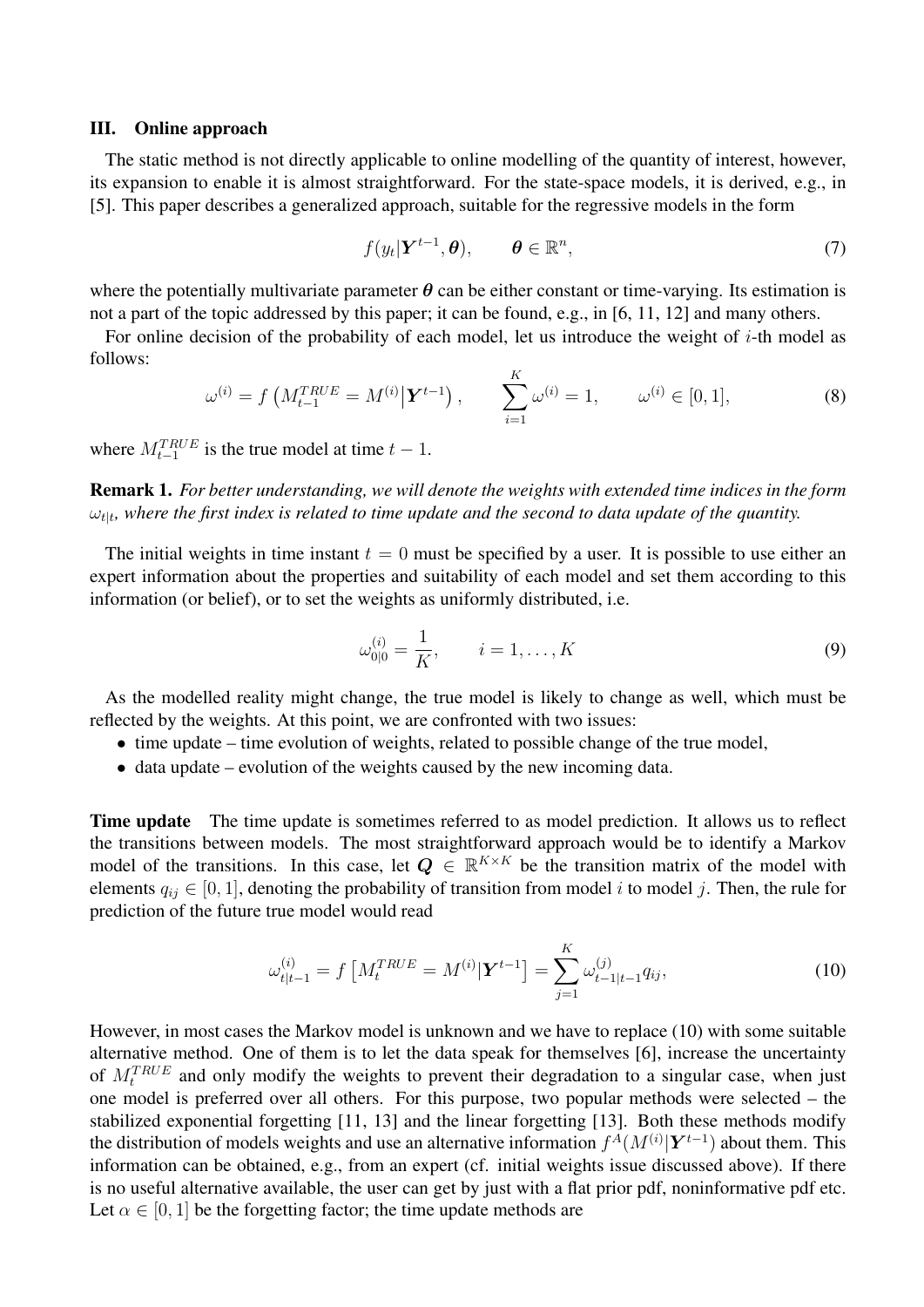### III. Online approach

The static method is not directly applicable to online modelling of the quantity of interest, however, its expansion to enable it is almost straightforward. For the state-space models, it is derived, e.g., in [5]. This paper describes a generalized approach, suitable for the regressive models in the form

$$f(y_t|\boldsymbol{Y}^{t-1}, \boldsymbol{\theta}), \qquad \boldsymbol{\theta} \in \mathbb{R}^n, \tag{7}$$

where the potentially multivariate parameter $\boldsymbol{\theta}$ can be either constant or time-varying. Its estimation is not a part of the topic addressed by this paper; it can be found, e.g., in [6, 11, 12] and many others.

For online decision of the probability of each model, let us introduce the weight of $i$-th model as follows:

$$\omega^{(i)} = f\left(M_{t-1}^{TRUE} = M^{(i)} \middle| \boldsymbol{Y}^{t-1}\right), \qquad \sum_{i=1}^{K} \omega^{(i)} = 1, \qquad \omega^{(i)} \in [0,1], \tag{8}$$

where $M_{t-1}^{TRUE}$ is the true model at time $t-1$.

**Remark 1.** *For better understanding, we will denote the weights with extended time indices in the form $\omega_{t|t}$, where the first index is related to time update and the second to data update of the quantity.*

The initial weights in time instant $t = 0$ must be specified by a user. It is possible to use either an expert information about the properties and suitability of each model and set them according to this information (or belief), or to set the weights as uniformly distributed, i.e.

$$\omega_{0|0}^{(i)} = \frac{1}{K}, \qquad i = 1, \ldots, K \tag{9}$$

As the modelled reality might change, the true model is likely to change as well, which must be reflected by the weights. At this point, we are confronted with two issues:

- time update – time evolution of weights, related to possible change of the true model,
- data update – evolution of the weights caused by the new incoming data.

**Time update** The time update is sometimes referred to as model prediction. It allows us to reflect the transitions between models. The most straightforward approach would be to identify a Markov model of the transitions. In this case, let $\boldsymbol{Q} \in \mathbb{R}^{K \times K}$ be the transition matrix of the model with elements $q_{ij} \in [0,1]$, denoting the probability of transition from model $i$ to model $j$. Then, the rule for prediction of the future true model would read

$$\omega_{t|t-1}^{(i)} = f\left[M_t^{TRUE} = M^{(i)} | \boldsymbol{Y}^{t-1}\right] = \sum_{j=1}^{K} \omega_{t-1|t-1}^{(j)} q_{ij}, \tag{10}$$

However, in most cases the Markov model is unknown and we have to replace (10) with some suitable alternative method. One of them is to let the data speak for themselves [6], increase the uncertainty of $M_t^{TRUE}$ and only modify the weights to prevent their degradation to a singular case, when just one model is preferred over all others. For this purpose, two popular methods were selected – the stabilized exponential forgetting [11, 13] and the linear forgetting [13]. Both these methods modify the distribution of models weights and use an alternative information $f^A(M^{(i)}|\boldsymbol{Y}^{t-1})$ about them. This information can be obtained, e.g., from an expert (cf. initial weights issue discussed above). If there is no useful alternative available, the user can get by just with a flat prior pdf, noninformative pdf etc. Let $\alpha \in [0,1]$ be the forgetting factor; the time update methods are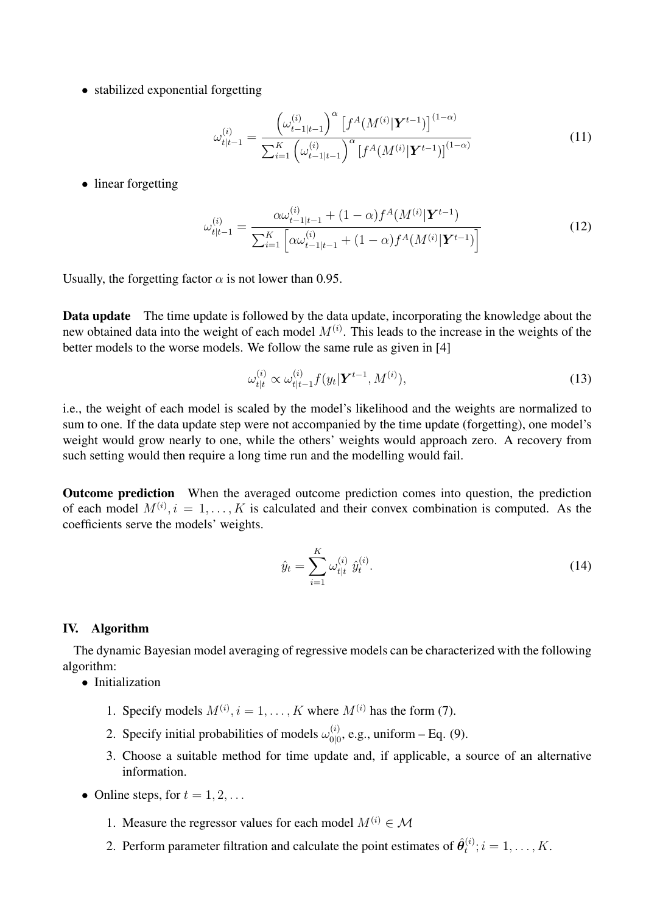- stabilized exponential forgetting

$$\omega_{t|t-1}^{(i)} = \frac{\left(\omega_{t-1|t-1}^{(i)}\right)^{\alpha} \left[f^A(M^{(i)}|\boldsymbol{Y}^{t-1})\right]^{(1-\alpha)}}{\sum_{i=1}^{K} \left(\omega_{t-1|t-1}^{(i)}\right)^{\alpha} \left[f^A(M^{(i)}|\boldsymbol{Y}^{t-1})\right]^{(1-\alpha)}} \tag{11}$$

- linear forgetting

$$\omega_{t|t-1}^{(i)} = \frac{\alpha\omega_{t-1|t-1}^{(i)} + (1-\alpha) f^A(M^{(i)}|\boldsymbol{Y}^{t-1})}{\sum_{i=1}^{K} \left[\alpha\omega_{t-1|t-1}^{(i)} + (1-\alpha) f^A(M^{(i)}|\boldsymbol{Y}^{t-1})\right]} \tag{12}$$

Usually, the forgetting factor $\alpha$ is not lower than 0.95.

**Data update** The time update is followed by the data update, incorporating the knowledge about the new obtained data into the weight of each model $M^{(i)}$. This leads to the increase in the weights of the better models to the worse models. We follow the same rule as given in [4]

$$\omega_{t|t}^{(i)} \propto \omega_{t|t-1}^{(i)} f(y_t|\boldsymbol{Y}^{t-1}, M^{(i)}), \tag{13}$$

i.e., the weight of each model is scaled by the model's likelihood and the weights are normalized to sum to one. If the data update step were not accompanied by the time update (forgetting), one model's weight would grow nearly to one, while the others' weights would approach zero. A recovery from such setting would then require a long time run and the modelling would fail.

**Outcome prediction** When the averaged outcome prediction comes into question, the prediction of each model $M^{(i)}, i = 1, \ldots, K$ is calculated and their convex combination is computed. As the coefficients serve the models' weights.

$$\hat{y}_t = \sum_{i=1}^{K} \omega_{t|t}^{(i)} \, \hat{y}_t^{(i)}. \tag{14}$$

## IV. Algorithm

The dynamic Bayesian model averaging of regressive models can be characterized with the following algorithm:

- Initialization
  1. Specify models $M^{(i)}, i = 1, \ldots, K$ where $M^{(i)}$ has the form (7).
  2. Specify initial probabilities of models $\omega_{0|0}^{(i)}$, e.g., uniform – Eq. (9).
  3. Choose a suitable method for time update and, if applicable, a source of an alternative information.
- Online steps, for $t = 1, 2, \ldots$
  1. Measure the regressor values for each model $M^{(i)} \in \mathcal{M}$
  2. Perform parameter filtration and calculate the point estimates of $\hat{\boldsymbol{\theta}}_t^{(i)}; i = 1, \ldots, K$.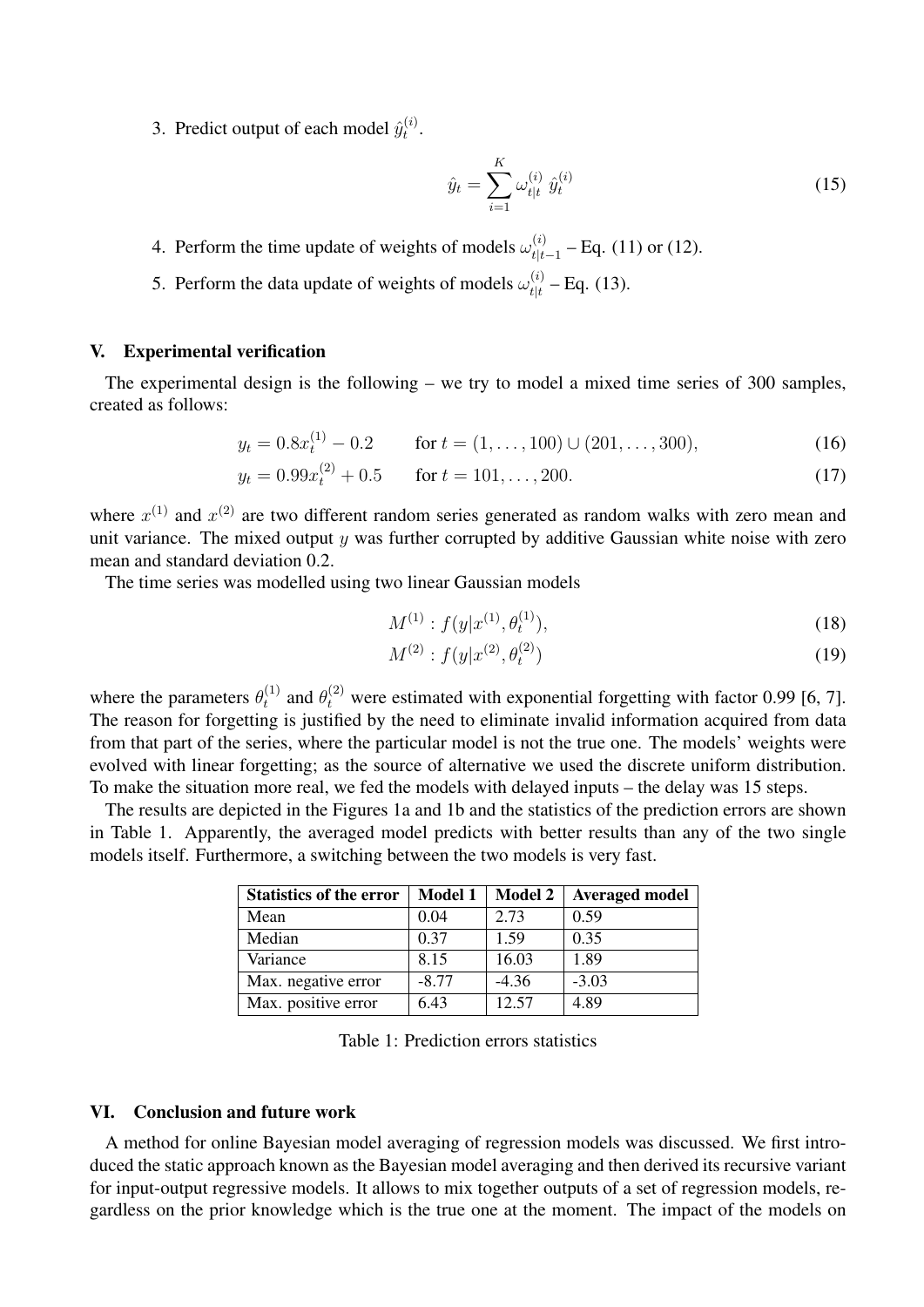3. Predict output of each model $\hat{y}_t^{(i)}$.

$$\hat{y}_t = \sum_{i=1}^{K} \omega_{t|t}^{(i)} \; \hat{y}_t^{(i)} \tag{15}$$

4. Perform the time update of weights of models $\omega_{t|t-1}^{(i)}$ – Eq. (11) or (12).
5. Perform the data update of weights of models $\omega_{t|t}^{(i)}$ – Eq. (13).

## V. Experimental verification

The experimental design is the following – we try to model a mixed time series of 300 samples, created as follows:

$$y_t = 0.8x_t^{(1)} - 0.2 \qquad \text{for } t = (1, \ldots, 100) \cup (201, \ldots, 300), \tag{16}$$

$$y_t = 0.99x_t^{(2)} + 0.5 \qquad \text{for } t = 101, \ldots, 200. \tag{17}$$

where $x^{(1)}$ and $x^{(2)}$ are two different random series generated as random walks with zero mean and unit variance. The mixed output $y$ was further corrupted by additive Gaussian white noise with zero mean and standard deviation 0.2.

The time series was modelled using two linear Gaussian models

$$M^{(1)} : f(y|x^{(1)}, \theta_t^{(1)}), \tag{18}$$

$$M^{(2)} : f(y|x^{(2)}, \theta_t^{(2)}) \tag{19}$$

where the parameters $\theta_t^{(1)}$ and $\theta_t^{(2)}$ were estimated with exponential forgetting with factor 0.99 [6, 7]. The reason for forgetting is justified by the need to eliminate invalid information acquired from data from that part of the series, where the particular model is not the true one. The models' weights were evolved with linear forgetting; as the source of alternative we used the discrete uniform distribution. To make the situation more real, we fed the models with delayed inputs – the delay was 15 steps.

The results are depicted in the Figures 1a and 1b and the statistics of the prediction errors are shown in Table 1. Apparently, the averaged model predicts with better results than any of the two single models itself. Furthermore, a switching between the two models is very fast.

| Statistics of the error | Model 1 | Model 2 | Averaged model |
|---|---|---|---|
| Mean | 0.04 | 2.73 | 0.59 |
| Median | 0.37 | 1.59 | 0.35 |
| Variance | 8.15 | 16.03 | 1.89 |
| Max. negative error | -8.77 | -4.36 | -3.03 |
| Max. positive error | 6.43 | 12.57 | 4.89 |

Table 1: Prediction errors statistics

## VI. Conclusion and future work

A method for online Bayesian model averaging of regression models was discussed. We first introduced the static approach known as the Bayesian model averaging and then derived its recursive variant for input-output regressive models. It allows to mix together outputs of a set of regression models, regardless on the prior knowledge which is the true one at the moment. The impact of the models on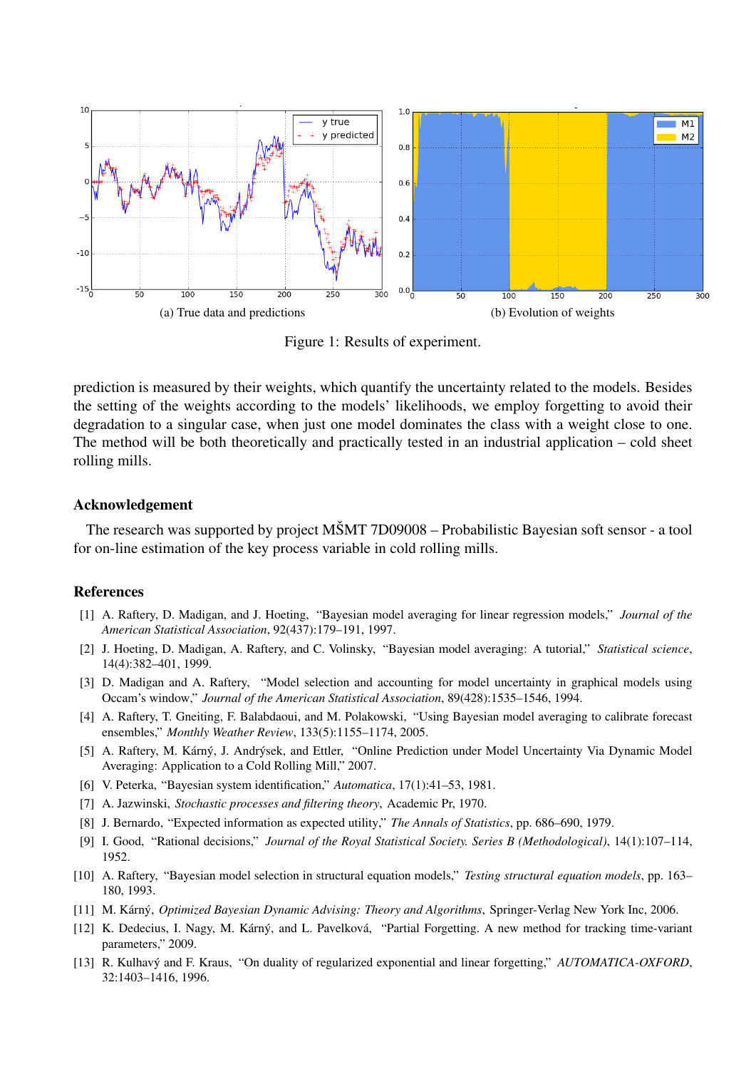10
5
0
−5
-10
-15
0 50 100 150 200 250 300
y true
y predicted

1.0
0.8
0.6
0.4
0.2
0.0
0 50 100 150 200 250 300
M1
M2

(a) True data and predictions

(b) Evolution of weights

Figure 1: Results of experiment.

prediction is measured by their weights, which quantify the uncertainty related to the models. Besides the setting of the weights according to the models' likelihoods, we employ forgetting to avoid their degradation to a singular case, when just one model dominates the class with a weight close to one. The method will be both theoretically and practically tested in an industrial application – cold sheet rolling mills.

## Acknowledgement

The research was supported by project MŠMT 7D09008 – Probabilistic Bayesian soft sensor - a tool for on-line estimation of the key process variable in cold rolling mills.

## References

[1] A. Raftery, D. Madigan, and J. Hoeting, "Bayesian model averaging for linear regression models," *Journal of the American Statistical Association*, 92(437):179–191, 1997.

[2] J. Hoeting, D. Madigan, A. Raftery, and C. Volinsky, "Bayesian model averaging: A tutorial," *Statistical science*, 14(4):382–401, 1999.

[3] D. Madigan and A. Raftery, "Model selection and accounting for model uncertainty in graphical models using Occam's window," *Journal of the American Statistical Association*, 89(428):1535–1546, 1994.

[4] A. Raftery, T. Gneiting, F. Balabdaoui, and M. Polakowski, "Using Bayesian model averaging to calibrate forecast ensembles," *Monthly Weather Review*, 133(5):1155–1174, 2005.

[5] A. Raftery, M. Kárný, J. Andrýsek, and Ettler, "Online Prediction under Model Uncertainty Via Dynamic Model Averaging: Application to a Cold Rolling Mill," 2007.

[6] V. Peterka, "Bayesian system identification," *Automatica*, 17(1):41–53, 1981.

[7] A. Jazwinski, *Stochastic processes and filtering theory*, Academic Pr, 1970.

[8] J. Bernardo, "Expected information as expected utility," *The Annals of Statistics*, pp. 686–690, 1979.

[9] I. Good, "Rational decisions," *Journal of the Royal Statistical Society. Series B (Methodological)*, 14(1):107–114, 1952.

[10] A. Raftery, "Bayesian model selection in structural equation models," *Testing structural equation models*, pp. 163–180, 1993.

[11] M. Kárný, *Optimized Bayesian Dynamic Advising: Theory and Algorithms*, Springer-Verlag New York Inc, 2006.

[12] K. Dedecius, I. Nagy, M. Kárný, and L. Pavelková, "Partial Forgetting. A new method for tracking time-variant parameters," 2009.

[13] R. Kulhavý and F. Kraus, "On duality of regularized exponential and linear forgetting," *AUTOMATICA-OXFORD*, 32:1403–1416, 1996.